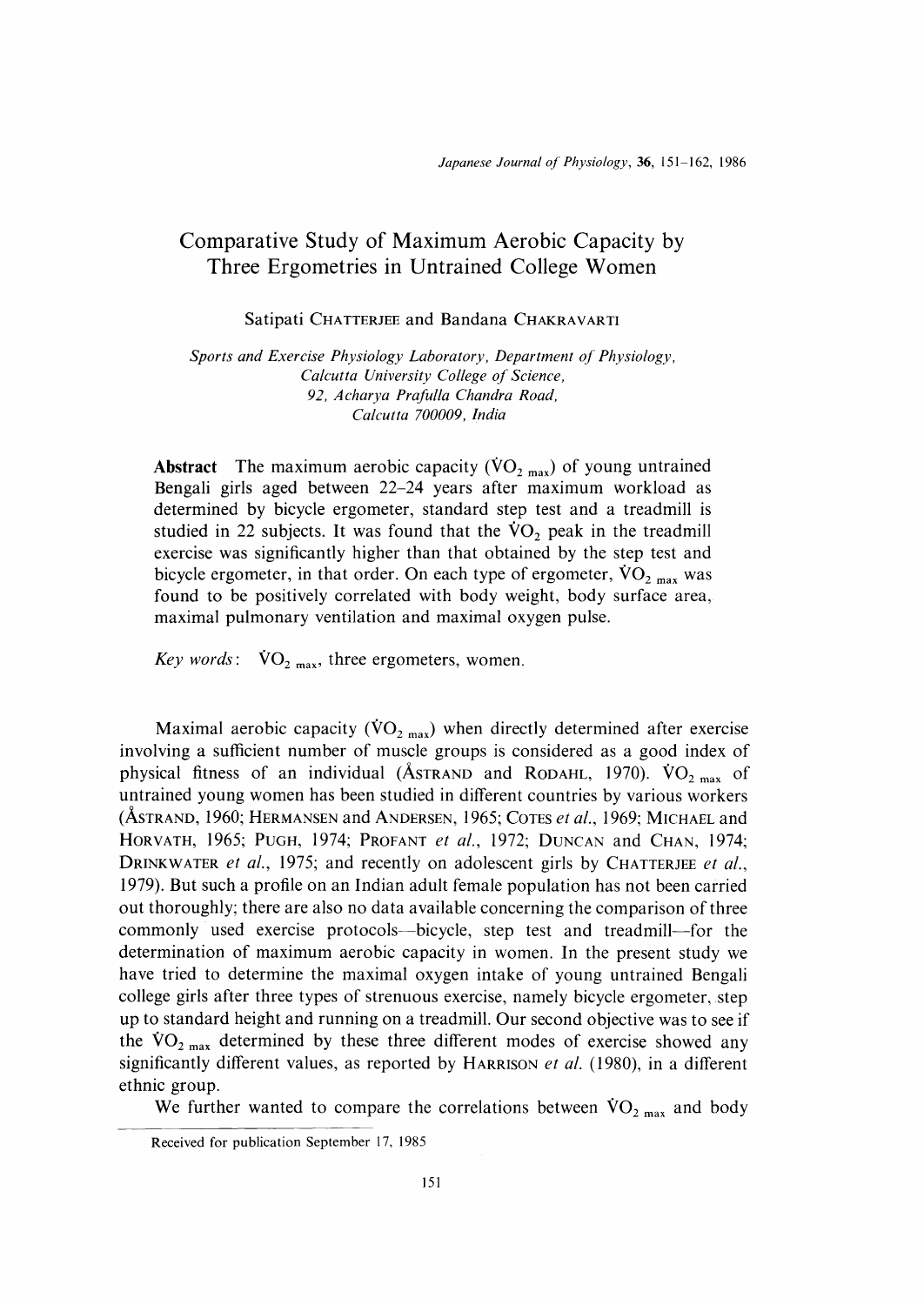# Comparative Study of Maximum Aerobic Capacity by Three Ergometries in Untrained College Women

Satipati CHATTERJEE and Bandana CHAKRAVARTI

*Sports and Exercise Physiology Laboratory, Department of Physiology, Calcutta University College of Science, 92, Acharya Prafulla Chandra Road, Calcutta 700009, India*

**Abstract** The maximum aerobic capacity ($\dot{V}O_{2\ max}$) of young untrained Bengali girls aged between 22–24 years after maximum workload as determined by bicycle ergometer, standard step test and a treadmill is studied in 22 subjects. It was found that the $\dot{V}O_2$ peak in the treadmill exercise was significantly higher than that obtained by the step test and bicycle ergometer, in that order. On each type of ergometer, $\dot{V}O_{2\ max}$ was found to be positively correlated with body weight, body surface area, maximal pulmonary ventilation and maximal oxygen pulse.

*Key words*: $\dot{V}O_{2\ max}$, three ergometers, women.

Maximal aerobic capacity ($\dot{V}O_{2\ max}$) when directly determined after exercise involving a sufficient number of muscle groups is considered as a good index of physical fitness of an individual (ÅSTRAND and RODAHL, 1970). $\dot{V}O_{2\ max}$ of untrained young women has been studied in different countries by various workers (ÅSTRAND, 1960; HERMANSEN and ANDERSEN, 1965; COTES *et al.*, 1969; MICHAEL and HORVATH, 1965; PUGH, 1974; PROFANT *et al.*, 1972; DUNCAN and CHAN, 1974; DRINKWATER *et al.*, 1975; and recently on adolescent girls by CHATTERJEE *et al.*, 1979). But such a profile on an Indian adult female population has not been carried out thoroughly; there are also no data available concerning the comparison of three commonly used exercise protocols—bicycle, step test and treadmill—for the determination of maximum aerobic capacity in women. In the present study we have tried to determine the maximal oxygen intake of young untrained Bengali college girls after three types of strenuous exercise, namely bicycle ergometer, step up to standard height and running on a treadmill. Our second objective was to see if the $\dot{V}O_{2\ max}$ determined by these three different modes of exercise showed any significantly different values, as reported by HARRISON *et al.* (1980), in a different ethnic group.

We further wanted to compare the correlations between $\dot{V}O_{2\ max}$ and body

Received for publication September 17, 1985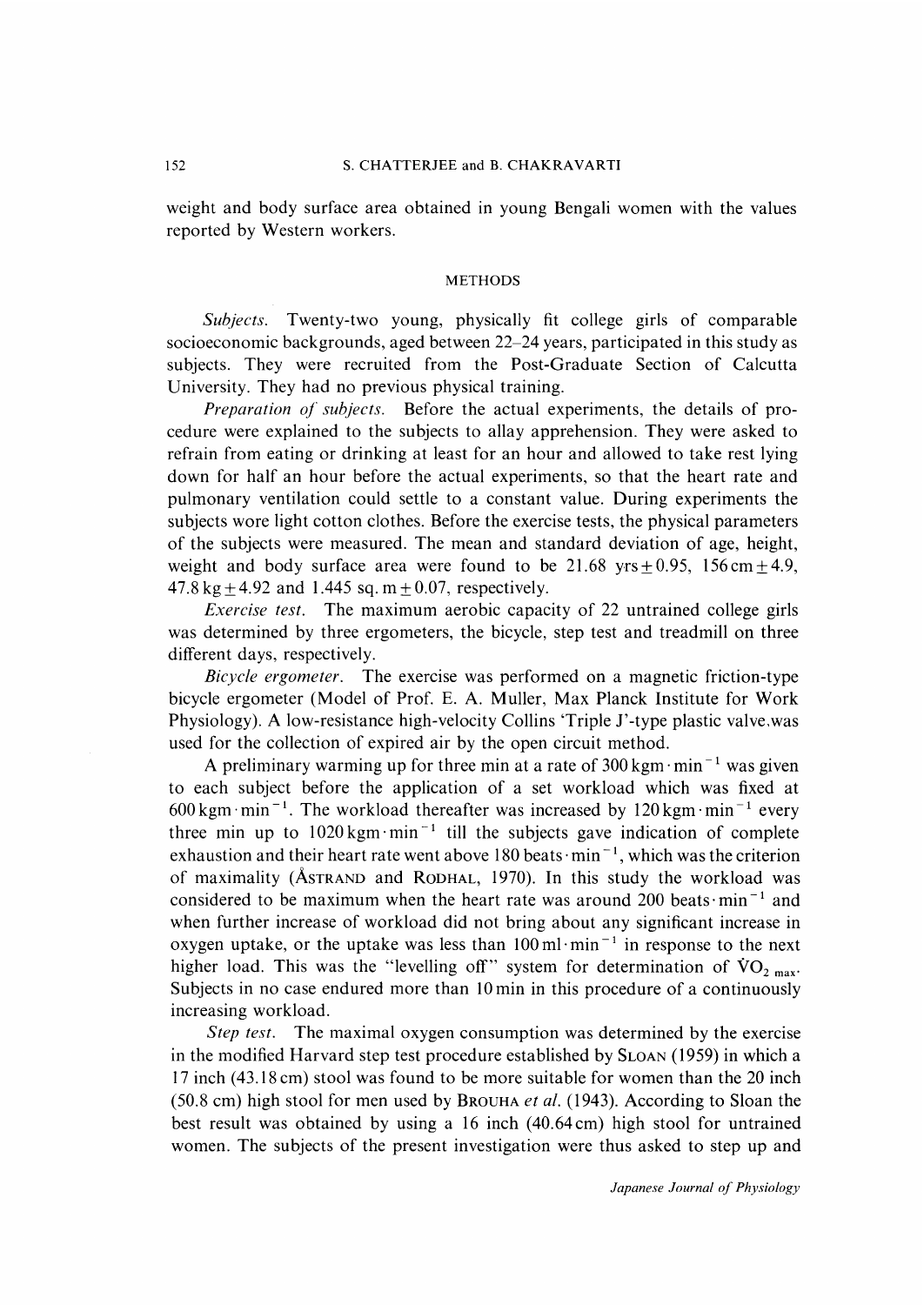weight and body surface area obtained in young Bengali women with the values reported by Western workers.

## METHODS

*Subjects.* Twenty-two young, physically fit college girls of comparable socioeconomic backgrounds, aged between 22–24 years, participated in this study as subjects. They were recruited from the Post-Graduate Section of Calcutta University. They had no previous physical training.

*Preparation of subjects.* Before the actual experiments, the details of procedure were explained to the subjects to allay apprehension. They were asked to refrain from eating or drinking at least for an hour and allowed to take rest lying down for half an hour before the actual experiments, so that the heart rate and pulmonary ventilation could settle to a constant value. During experiments the subjects wore light cotton clothes. Before the exercise tests, the physical parameters of the subjects were measured. The mean and standard deviation of age, height, weight and body surface area were found to be 21.68 yrs $\pm$ 0.95, 156 cm $\pm$ 4.9, 47.8 kg $\pm$ 4.92 and 1.445 sq. m $\pm$ 0.07, respectively.

*Exercise test.* The maximum aerobic capacity of 22 untrained college girls was determined by three ergometers, the bicycle, step test and treadmill on three different days, respectively.

*Bicycle ergometer.* The exercise was performed on a magnetic friction-type bicycle ergometer (Model of Prof. E. A. Muller, Max Planck Institute for Work Physiology). A low-resistance high-velocity Collins 'Triple J'-type plastic valve was used for the collection of expired air by the open circuit method.

A preliminary warming up for three min at a rate of 300 kgm$\cdot$min$^{-1}$ was given to each subject before the application of a set workload which was fixed at 600 kgm$\cdot$min$^{-1}$. The workload thereafter was increased by 120 kgm$\cdot$min$^{-1}$ every three min up to 1020 kgm$\cdot$min$^{-1}$ till the subjects gave indication of complete exhaustion and their heart rate went above 180 beats$\cdot$min$^{-1}$, which was the criterion of maximality (Åstrand and Rodhal, 1970). In this study the workload was considered to be maximum when the heart rate was around 200 beats$\cdot$min$^{-1}$ and when further increase of workload did not bring about any significant increase in oxygen uptake, or the uptake was less than 100 ml$\cdot$min$^{-1}$ in response to the next higher load. This was the "levelling off" system for determination of $\dot{V}O_{2\,max}$. Subjects in no case endured more than 10 min in this procedure of a continuously increasing workload.

*Step test.* The maximal oxygen consumption was determined by the exercise in the modified Harvard step test procedure established by Sloan (1959) in which a 17 inch (43.18 cm) stool was found to be more suitable for women than the 20 inch (50.8 cm) high stool for men used by Brouha *et al.* (1943). According to Sloan the best result was obtained by using a 16 inch (40.64 cm) high stool for untrained women. The subjects of the present investigation were thus asked to step up and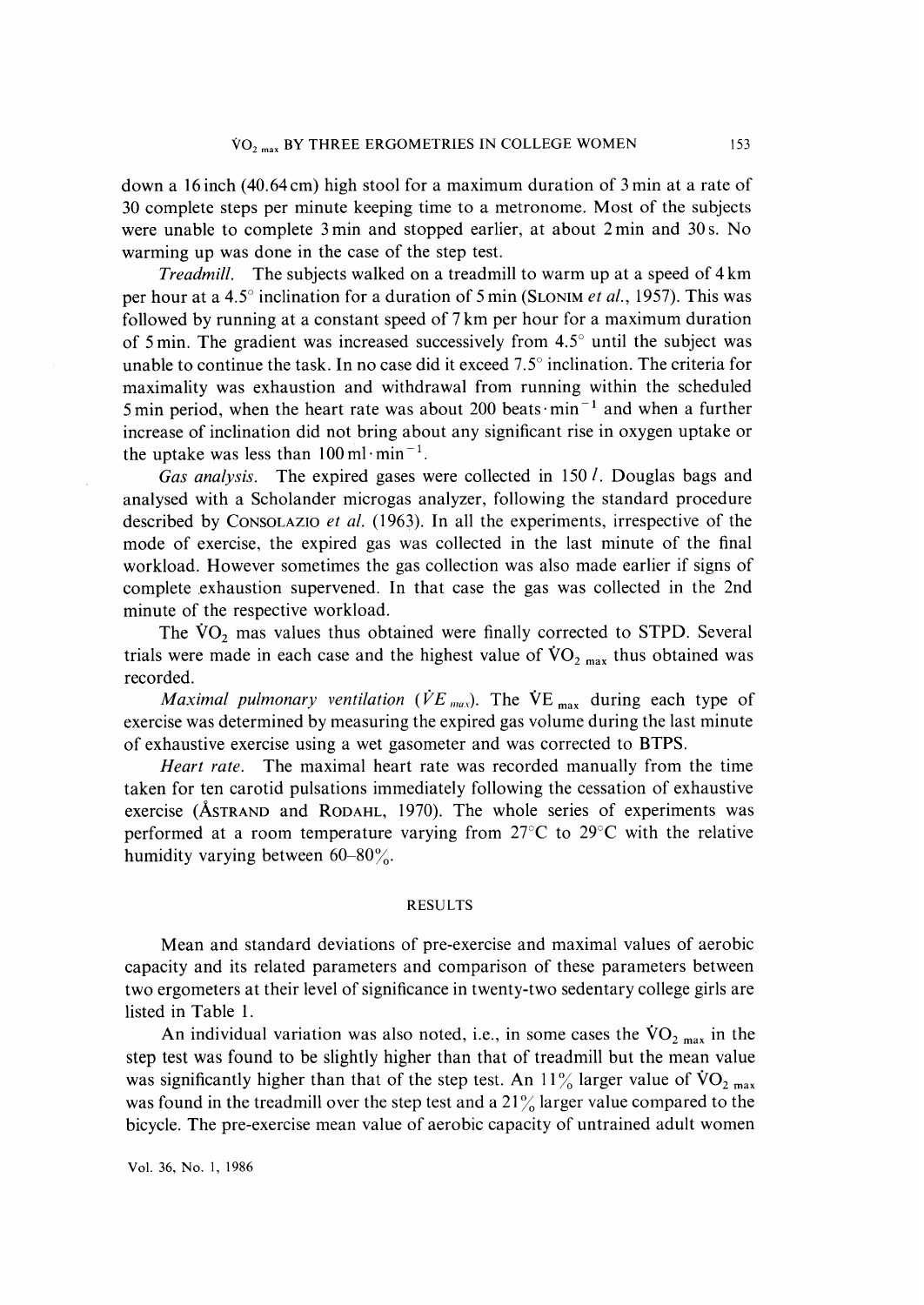down a 16 inch (40.64 cm) high stool for a maximum duration of 3 min at a rate of 30 complete steps per minute keeping time to a metronome. Most of the subjects were unable to complete 3 min and stopped earlier, at about 2 min and 30 s. No warming up was done in the case of the step test.

*Treadmill.* The subjects walked on a treadmill to warm up at a speed of 4 km per hour at a 4.5° inclination for a duration of 5 min (SLONIM *et al.*, 1957). This was followed by running at a constant speed of 7 km per hour for a maximum duration of 5 min. The gradient was increased successively from 4.5° until the subject was unable to continue the task. In no case did it exceed 7.5° inclination. The criteria for maximality was exhaustion and withdrawal from running within the scheduled 5 min period, when the heart rate was about 200 beats $\cdot$ min$^{-1}$ and when a further increase of inclination did not bring about any significant rise in oxygen uptake or the uptake was less than 100 ml $\cdot$ min$^{-1}$.

*Gas analysis.* The expired gases were collected in 150 *l*. Douglas bags and analysed with a Scholander microgas analyzer, following the standard procedure described by CONSOLAZIO *et al.* (1963). In all the experiments, irrespective of the mode of exercise, the expired gas was collected in the last minute of the final workload. However sometimes the gas collection was also made earlier if signs of complete exhaustion supervened. In that case the gas was collected in the 2nd minute of the respective workload.

The $\dot{V}O_2$ mas values thus obtained were finally corrected to STPD. Several trials were made in each case and the highest value of $\dot{V}O_{2\ max}$ thus obtained was recorded.

*Maximal pulmonary ventilation* ($\dot{V}E_{max}$). The $\dot{V}E_{max}$ during each type of exercise was determined by measuring the expired gas volume during the last minute of exhaustive exercise using a wet gasometer and was corrected to BTPS.

*Heart rate.* The maximal heart rate was recorded manually from the time taken for ten carotid pulsations immediately following the cessation of exhaustive exercise (ÅSTRAND and RODAHL, 1970). The whole series of experiments was performed at a room temperature varying from 27°C to 29°C with the relative humidity varying between 60–80%.

## RESULTS

Mean and standard deviations of pre-exercise and maximal values of aerobic capacity and its related parameters and comparison of these parameters between two ergometers at their level of significance in twenty-two sedentary college girls are listed in Table 1.

An individual variation was also noted, i.e., in some cases the $\dot{V}O_{2\ max}$ in the step test was found to be slightly higher than that of treadmill but the mean value was significantly higher than that of the step test. An 11% larger value of $\dot{V}O_{2\ max}$ was found in the treadmill over the step test and a 21% larger value compared to the bicycle. The pre-exercise mean value of aerobic capacity of untrained adult women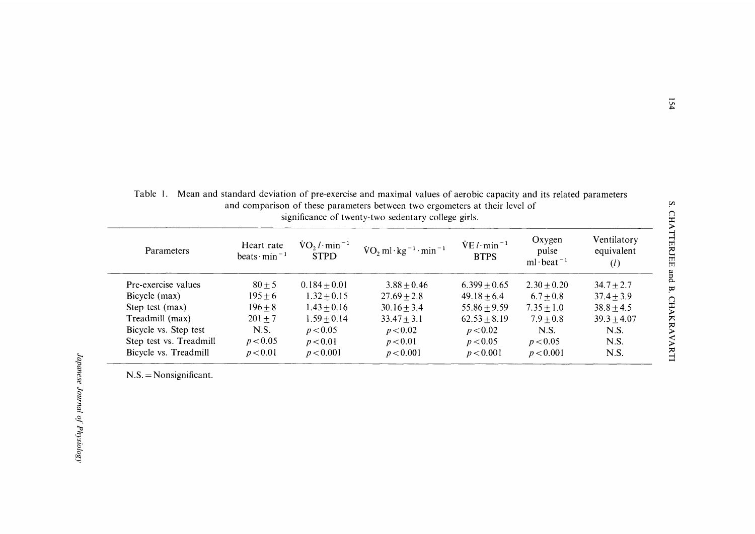Table 1. Mean and standard deviation of pre-exercise and maximal values of aerobic capacity and its related parameters and comparison of these parameters between two ergometers at their level of significance of twenty-two sedentary college girls.

| Parameters | Heart rate beats·min$^{-1}$ | $\dot{V}O_2$ $l$·min$^{-1}$ STPD | $\dot{V}O_2$ ml·kg$^{-1}$·min$^{-1}$ | $\dot{V}E$ $l$·min$^{-1}$ BTPS | Oxygen pulse ml·beat$^{-1}$ | Ventilatory equivalent ($l$) |
|---|---|---|---|---|---|---|
| Pre-exercise values | $80 \pm 5$ | $0.184 \pm 0.01$ | $3.88 \pm 0.46$ | $6.399 \pm 0.65$ | $2.30 \pm 0.20$ | $34.7 \pm 2.7$ |
| Bicycle (max) | $195 \pm 6$ | $1.32 \pm 0.15$ | $27.69 \pm 2.8$ | $49.18 \pm 6.4$ | $6.7 \pm 0.8$ | $37.4 \pm 3.9$ |
| Step test (max) | $196 \pm 8$ | $1.43 \pm 0.16$ | $30.16 \pm 3.4$ | $55.86 \pm 9.59$ | $7.35 \pm 1.0$ | $38.8 \pm 4.5$ |
| Treadmill (max) | $201 \pm 7$ | $1.59 \pm 0.14$ | $33.47 \pm 3.1$ | $62.53 \pm 8.19$ | $7.9 \pm 0.8$ | $39.3 \pm 4.07$ |
| Bicycle vs. Step test | N.S. | $p < 0.05$ | $p < 0.02$ | $p < 0.02$ | N.S. | N.S. |
| Step test vs. Treadmill | $p < 0.05$ | $p < 0.01$ | $p < 0.01$ | $p < 0.05$ | $p < 0.05$ | N.S. |
| Bicycle vs. Treadmill | $p < 0.01$ | $p < 0.001$ | $p < 0.001$ | $p < 0.001$ | $p < 0.001$ | N.S. |

N.S. = Nonsignificant.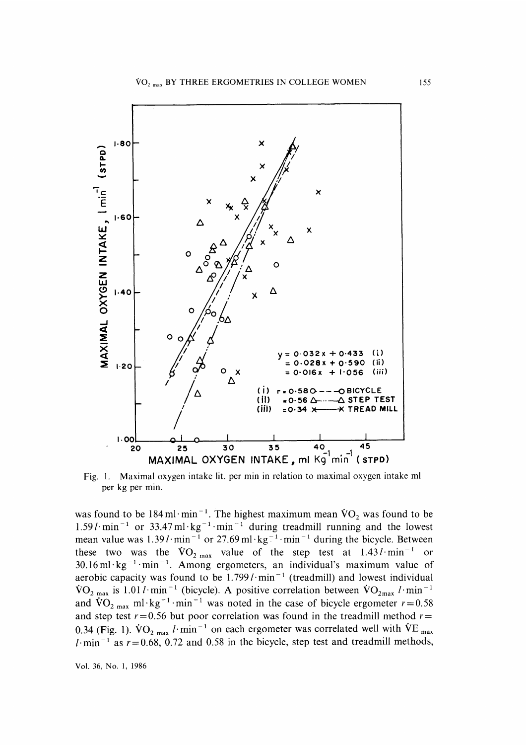Fig. 1. Maximal oxygen intake lit. per min in relation to maximal oxygen intake ml per kg per min.

was found to be 184 ml·min$^{-1}$. The highest maximum mean $\dot{V}O_2$ was found to be 1.59 $l$·min$^{-1}$ or 33.47 ml·kg$^{-1}$·min$^{-1}$ during treadmill running and the lowest mean value was 1.39 $l$·min$^{-1}$ or 27.69 ml·kg$^{-1}$·min$^{-1}$ during the bicycle. Between these two was the $\dot{V}O_{2\,max}$ value of the step test at 1.43 $l$·min$^{-1}$ or 30.16 ml·kg$^{-1}$·min$^{-1}$. Among ergometers, an individual's maximum value of aerobic capacity was found to be 1.799 $l$·min$^{-1}$ (treadmill) and lowest individual $\dot{V}O_{2\,max}$ is 1.01 $l$·min$^{-1}$ (bicycle). A positive correlation between $\dot{V}O_{2max}$ $l$·min$^{-1}$ and $\dot{V}O_{2\,max}$ ml·kg$^{-1}$·min$^{-1}$ was noted in the case of bicycle ergometer $r = 0.58$ and step test $r = 0.56$ but poor correlation was found in the treadmill method $r = 0.34$ (Fig. 1). $\dot{V}O_{2\,max}$ $l$·min$^{-1}$ on each ergometer was correlated well with $\dot{V}E_{max}$ $l$·min$^{-1}$ as $r = 0.68$, 0.72 and 0.58 in the bicycle, step test and treadmill methods,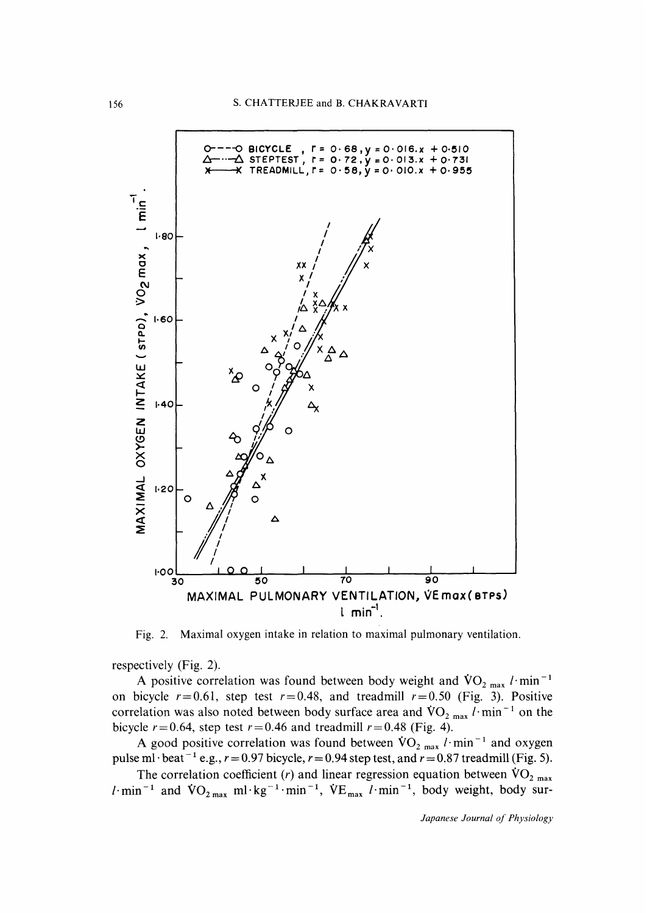Fig. 2. Maximal oxygen intake in relation to maximal pulmonary ventilation.

respectively (Fig. 2).

A positive correlation was found between body weight and $\dot{V}O_{2\,max}$ $l \cdot min^{-1}$ on bicycle $r=0.61$, step test $r=0.48$, and treadmill $r=0.50$ (Fig. 3). Positive correlation was also noted between body surface area and $\dot{V}O_{2\,max}$ $l \cdot min^{-1}$ on the bicycle $r=0.64$, step test $r=0.46$ and treadmill $r=0.48$ (Fig. 4).

A good positive correlation was found between $\dot{V}O_{2\,max}$ $l \cdot min^{-1}$ and oxygen pulse ml·beat$^{-1}$ e.g., $r=0.97$ bicycle, $r=0.94$ step test, and $r=0.87$ treadmill (Fig. 5).

The correlation coefficient ($r$) and linear regression equation between $\dot{V}O_{2\,max}$ $l \cdot min^{-1}$ and $\dot{V}O_{2\,max}$ $ml \cdot kg^{-1} \cdot min^{-1}$, $\dot{V}E_{max}$ $l \cdot min^{-1}$, body weight, body sur-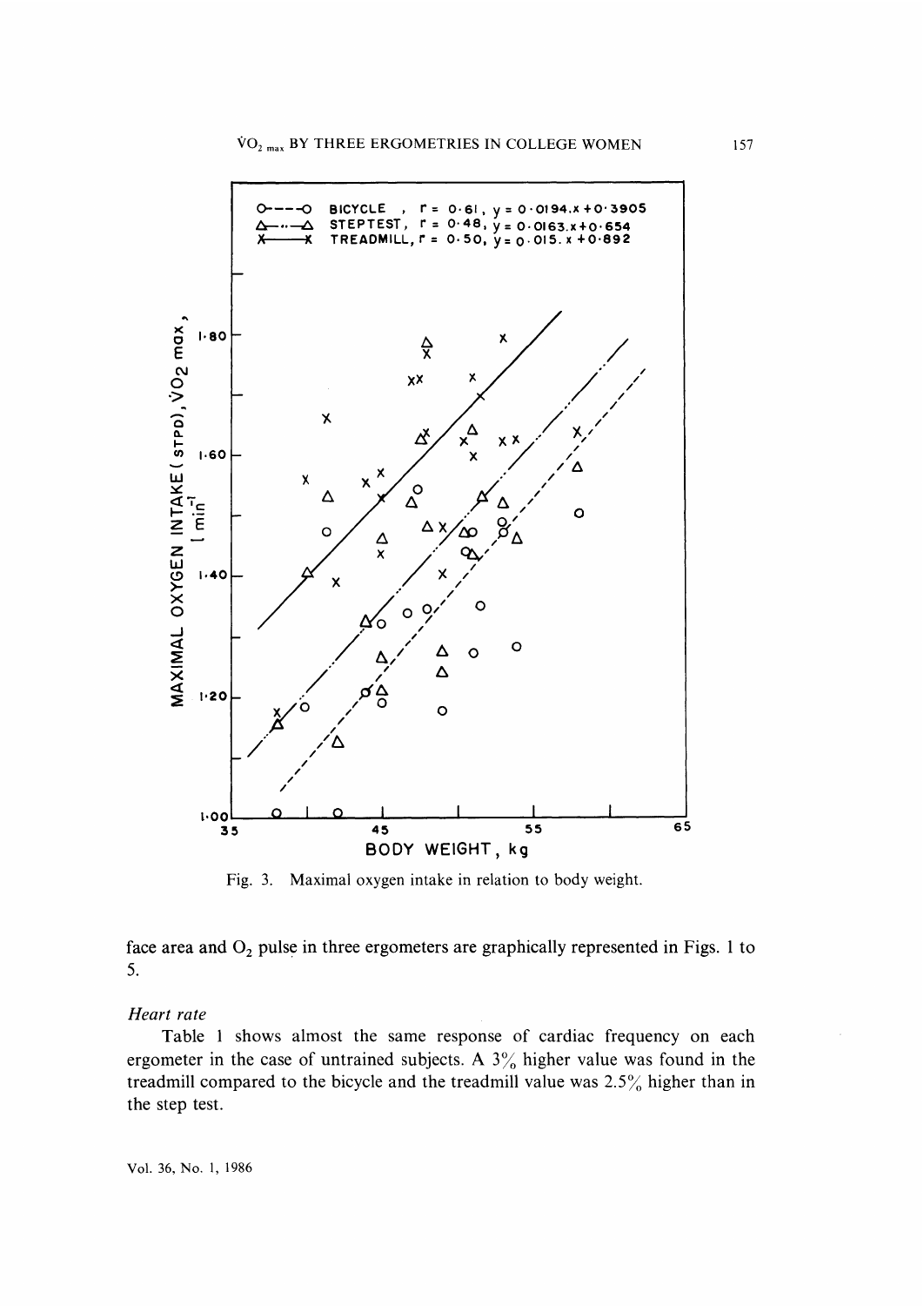Fig. 3. Maximal oxygen intake in relation to body weight.

face area and $O_2$ pulse in three ergometers are graphically represented in Figs. 1 to 5.

### *Heart rate*

Table 1 shows almost the same response of cardiac frequency on each ergometer in the case of untrained subjects. A 3% higher value was found in the treadmill compared to the bicycle and the treadmill value was 2.5% higher than in the step test.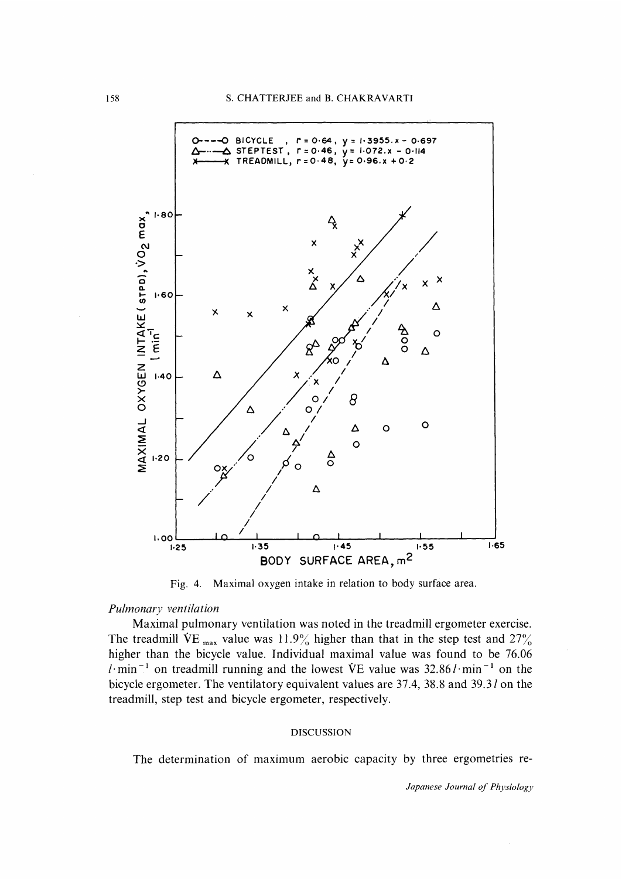Fig. 4. Maximal oxygen intake in relation to body surface area.

*Pulmonary ventilation*

Maximal pulmonary ventilation was noted in the treadmill ergometer exercise. The treadmill $\dot{V}E_{max}$ value was 11.9% higher than that in the step test and 27% higher than the bicycle value. Individual maximal value was found to be 76.06 $l \cdot min^{-1}$ on treadmill running and the lowest $\dot{V}E$ value was 32.86 $l \cdot min^{-1}$ on the bicycle ergometer. The ventilatory equivalent values are 37.4, 38.8 and 39.3 $l$ on the treadmill, step test and bicycle ergometer, respectively.

## DISCUSSION

The determination of maximum aerobic capacity by three ergometries re-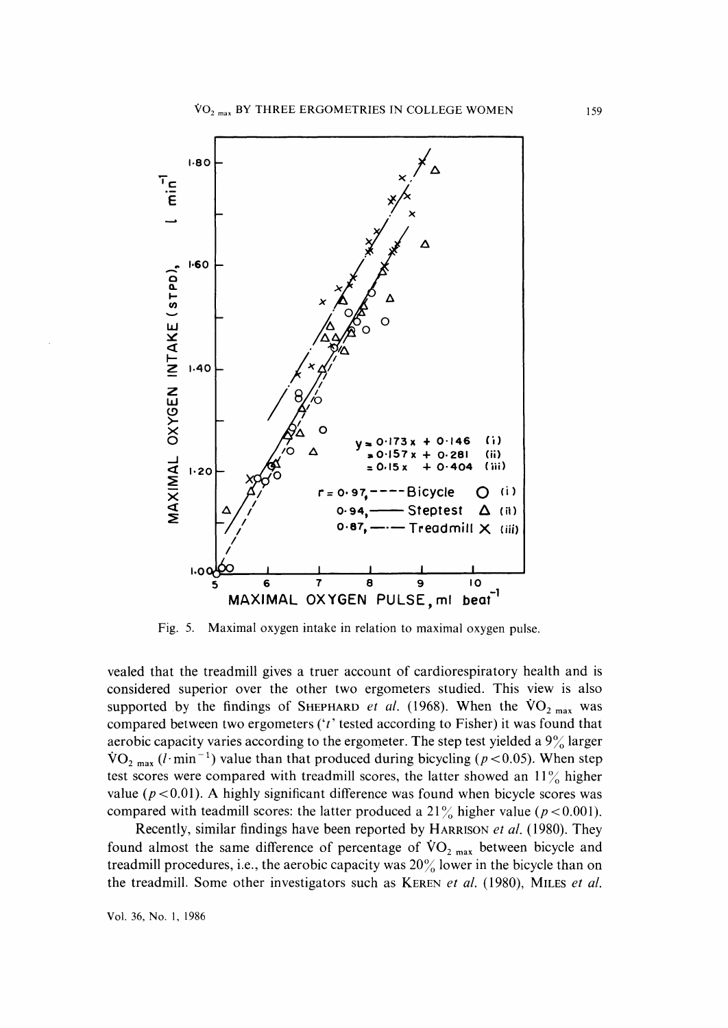Fig. 5. Maximal oxygen intake in relation to maximal oxygen pulse.

vealed that the treadmill gives a truer account of cardiorespiratory health and is considered superior over the other two ergometers studied. This view is also supported by the findings of SHEPHARD *et al.* (1968). When the $\dot{V}O_{2\,max}$ was compared between two ergometers ('$t$' tested according to Fisher) it was found that aerobic capacity varies according to the ergometer. The step test yielded a 9% larger $\dot{V}O_{2\,max}$ ($l \cdot min^{-1}$) value than that produced during bicycling ($p < 0.05$). When step test scores were compared with treadmill scores, the latter showed an 11% higher value ($p < 0.01$). A highly significant difference was found when bicycle scores was compared with teadmill scores: the latter produced a 21% higher value ($p < 0.001$).

Recently, similar findings have been reported by HARRISON *et al.* (1980). They found almost the same difference of percentage of $\dot{V}O_{2\,max}$ between bicycle and treadmill procedures, i.e., the aerobic capacity was 20% lower in the bicycle than on the treadmill. Some other investigators such as KEREN *et al.* (1980), MILES *et al.*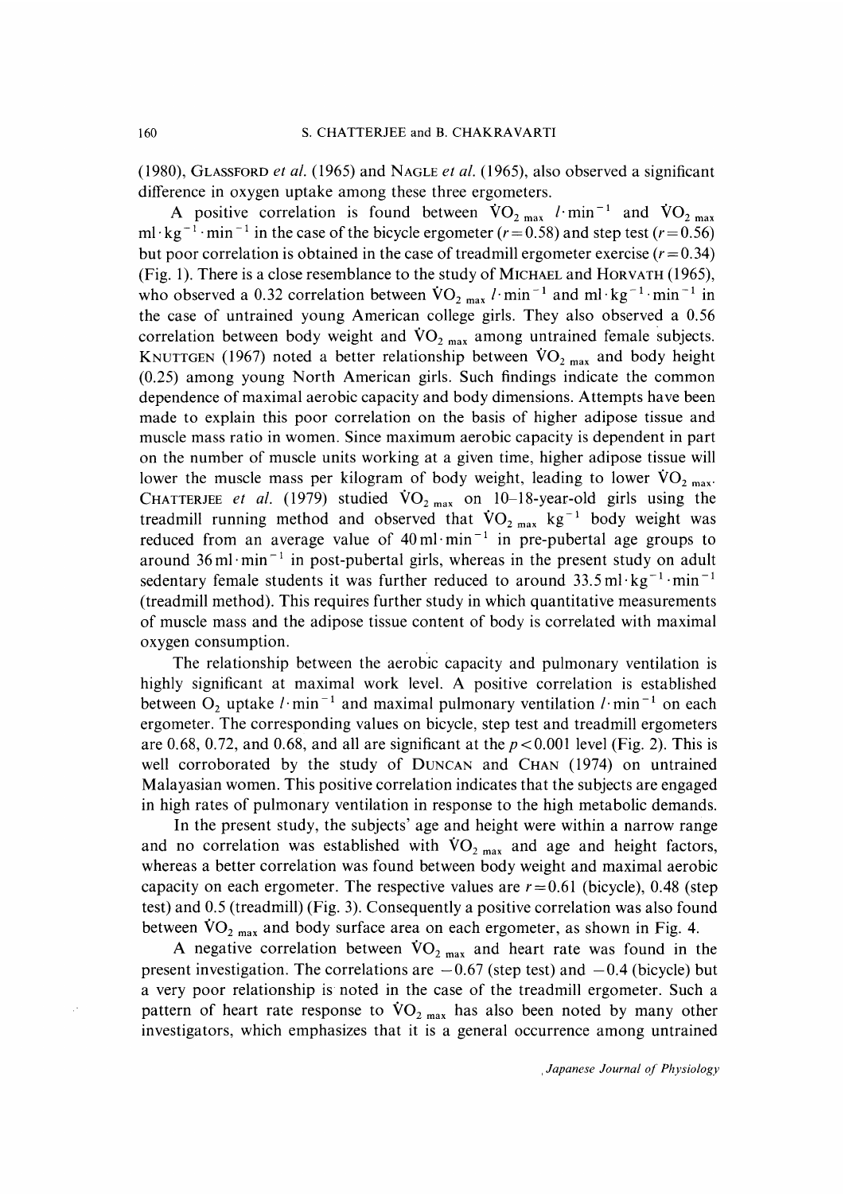(1980), GLASSFORD *et al.* (1965) and NAGLE *et al.* (1965), also observed a significant difference in oxygen uptake among these three ergometers.

A positive correlation is found between $\dot{V}O_{2\,max}$ $l \cdot min^{-1}$ and $\dot{V}O_{2\,max}$ $ml \cdot kg^{-1} \cdot min^{-1}$ in the case of the bicycle ergometer ($r = 0.58$) and step test ($r = 0.56$) but poor correlation is obtained in the case of treadmill ergometer exercise ($r = 0.34$) (Fig. 1). There is a close resemblance to the study of MICHAEL and HORVATH (1965), who observed a 0.32 correlation between $\dot{V}O_{2\,max}$ $l \cdot min^{-1}$ and $ml \cdot kg^{-1} \cdot min^{-1}$ in the case of untrained young American college girls. They also observed a 0.56 correlation between body weight and $\dot{V}O_{2\,max}$ among untrained female subjects. KNUTTGEN (1967) noted a better relationship between $\dot{V}O_{2\,max}$ and body height (0.25) among young North American girls. Such findings indicate the common dependence of maximal aerobic capacity and body dimensions. Attempts have been made to explain this poor correlation on the basis of higher adipose tissue and muscle mass ratio in women. Since maximum aerobic capacity is dependent in part on the number of muscle units working at a given time, higher adipose tissue will lower the muscle mass per kilogram of body weight, leading to lower $\dot{V}O_{2\,max}$. CHATTERJEE *et al.* (1979) studied $\dot{V}O_{2\,max}$ on 10–18-year-old girls using the treadmill running method and observed that $\dot{V}O_{2\,max}$ $kg^{-1}$ body weight was reduced from an average value of $40\,ml \cdot min^{-1}$ in pre-pubertal age groups to around $36\,ml \cdot min^{-1}$ in post-pubertal girls, whereas in the present study on adult sedentary female students it was further reduced to around $33.5\,ml \cdot kg^{-1} \cdot min^{-1}$ (treadmill method). This requires further study in which quantitative measurements of muscle mass and the adipose tissue content of body is correlated with maximal oxygen consumption.

The relationship between the aerobic capacity and pulmonary ventilation is highly significant at maximal work level. A positive correlation is established between $O_2$ uptake $l \cdot min^{-1}$ and maximal pulmonary ventilation $l \cdot min^{-1}$ on each ergometer. The corresponding values on bicycle, step test and treadmill ergometers are 0.68, 0.72, and 0.68, and all are significant at the $p < 0.001$ level (Fig. 2). This is well corroborated by the study of DUNCAN and CHAN (1974) on untrained Malayasian women. This positive correlation indicates that the subjects are engaged in high rates of pulmonary ventilation in response to the high metabolic demands.

In the present study, the subjects' age and height were within a narrow range and no correlation was established with $\dot{V}O_{2\,max}$ and age and height factors, whereas a better correlation was found between body weight and maximal aerobic capacity on each ergometer. The respective values are $r = 0.61$ (bicycle), 0.48 (step test) and 0.5 (treadmill) (Fig. 3). Consequently a positive correlation was also found between $\dot{V}O_{2\,max}$ and body surface area on each ergometer, as shown in Fig. 4.

A negative correlation between $\dot{V}O_{2\,max}$ and heart rate was found in the present investigation. The correlations are $-0.67$ (step test) and $-0.4$ (bicycle) but a very poor relationship is noted in the case of the treadmill ergometer. Such a pattern of heart rate response to $\dot{V}O_{2\,max}$ has also been noted by many other investigators, which emphasizes that it is a general occurrence among untrained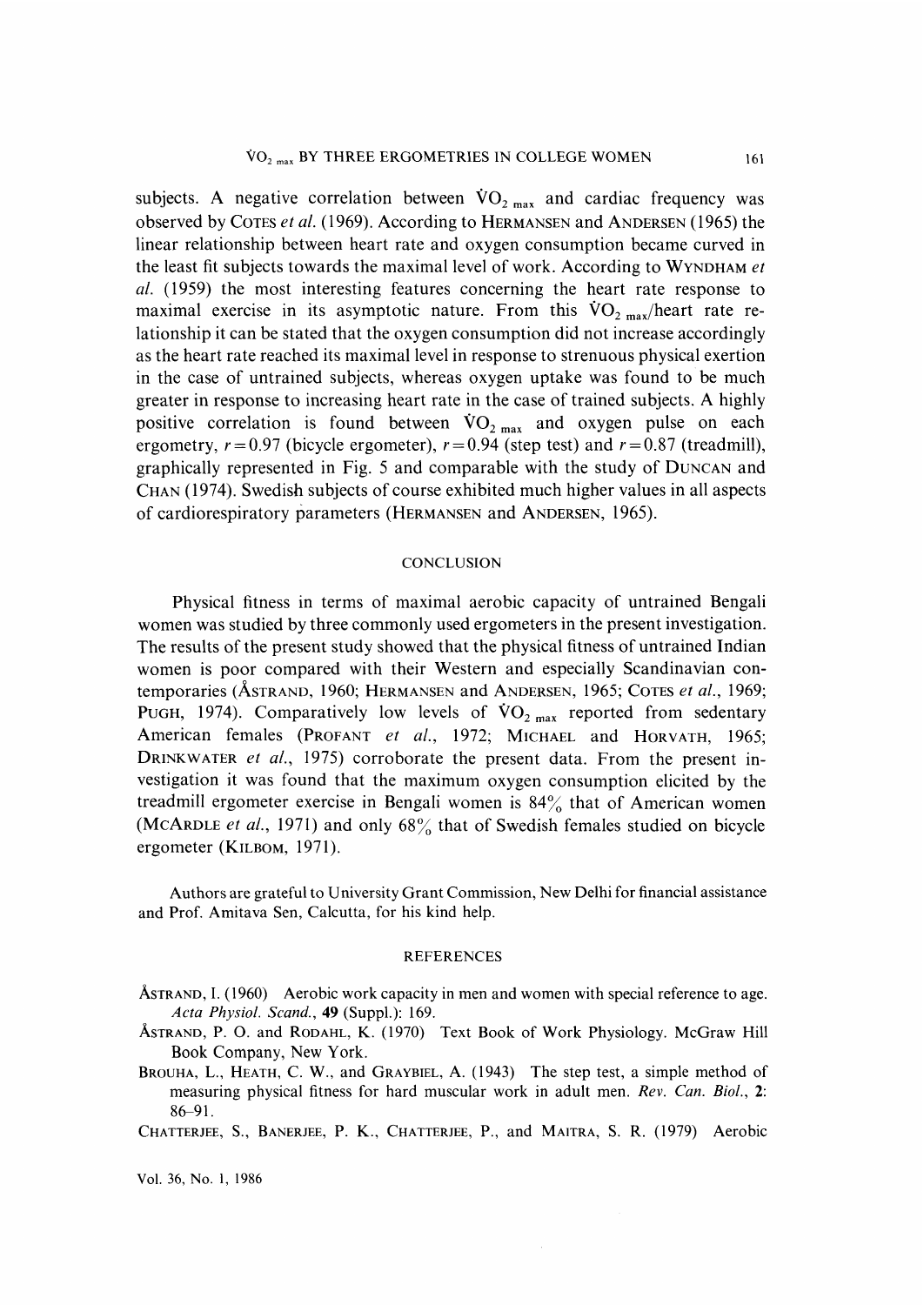subjects. A negative correlation between $\dot{V}O_{2\,max}$ and cardiac frequency was observed by COTES *et al.* (1969). According to HERMANSEN and ANDERSEN (1965) the linear relationship between heart rate and oxygen consumption became curved in the least fit subjects towards the maximal level of work. According to WYNDHAM *et al.* (1959) the most interesting features concerning the heart rate response to maximal exercise in its asymptotic nature. From this $\dot{V}O_{2\,max}$/heart rate relationship it can be stated that the oxygen consumption did not increase accordingly as the heart rate reached its maximal level in response to strenuous physical exertion in the case of untrained subjects, whereas oxygen uptake was found to be much greater in response to increasing heart rate in the case of trained subjects. A highly positive correlation is found between $\dot{V}O_{2\,max}$ and oxygen pulse on each ergometry, $r=0.97$ (bicycle ergometer), $r=0.94$ (step test) and $r=0.87$ (treadmill), graphically represented in Fig. 5 and comparable with the study of DUNCAN and CHAN (1974). Swedish subjects of course exhibited much higher values in all aspects of cardiorespiratory parameters (HERMANSEN and ANDERSEN, 1965).

## CONCLUSION

Physical fitness in terms of maximal aerobic capacity of untrained Bengali women was studied by three commonly used ergometers in the present investigation. The results of the present study showed that the physical fitness of untrained Indian women is poor compared with their Western and especially Scandinavian contemporaries (ÅSTRAND, 1960; HERMANSEN and ANDERSEN, 1965; COTES *et al.*, 1969; PUGH, 1974). Comparatively low levels of $\dot{V}O_{2\,max}$ reported from sedentary American females (PROFANT *et al.*, 1972; MICHAEL and HORVATH, 1965; DRINKWATER *et al.*, 1975) corroborate the present data. From the present investigation it was found that the maximum oxygen consumption elicited by the treadmill ergometer exercise in Bengali women is 84% that of American women (MCARDLE *et al.*, 1971) and only 68% that of Swedish females studied on bicycle ergometer (KILBOM, 1971).

Authors are grateful to University Grant Commission, New Delhi for financial assistance and Prof. Amitava Sen, Calcutta, for his kind help.

## REFERENCES

ÅSTRAND, I. (1960) Aerobic work capacity in men and women with special reference to age. *Acta Physiol. Scand.*, **49** (Suppl.): 169.

ÅSTRAND, P. O. and RODAHL, K. (1970) Text Book of Work Physiology. McGraw Hill Book Company, New York.

BROUHA, L., HEATH, C. W., and GRAYBIEL, A. (1943) The step test, a simple method of measuring physical fitness for hard muscular work in adult men. *Rev. Can. Biol.*, **2**: 86–91.

CHATTERJEE, S., BANERJEE, P. K., CHATTERJEE, P., and MAITRA, S. R. (1979) Aerobic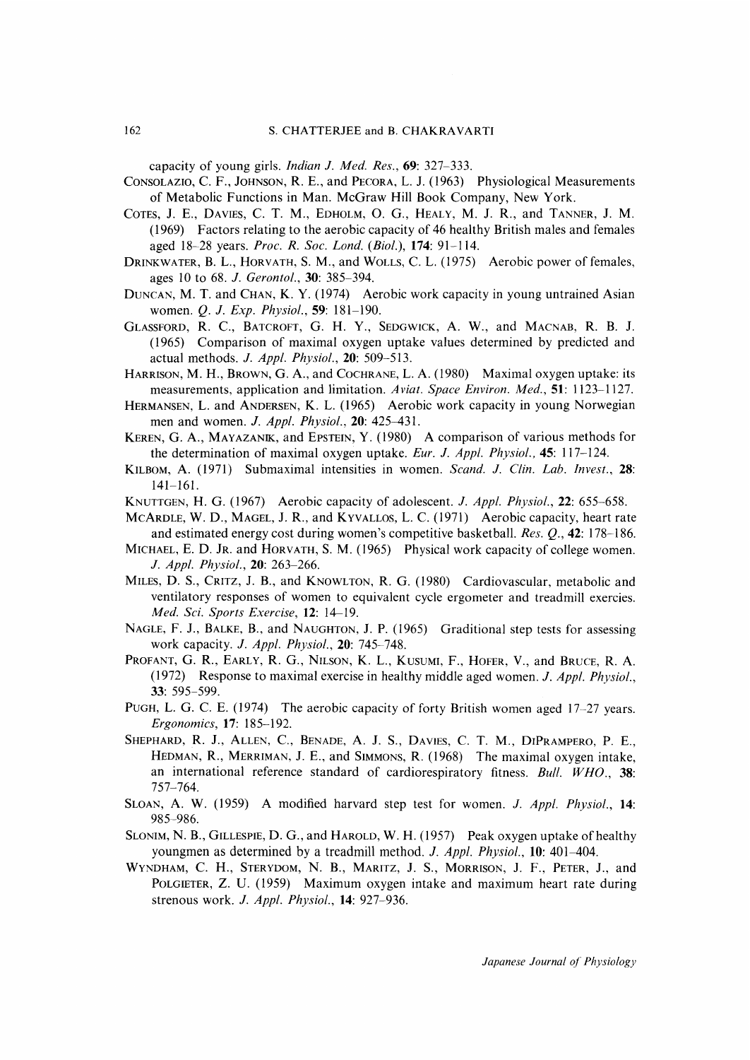capacity of young girls. *Indian J. Med. Res.*, **69**: 327–333.

CONSOLAZIO, C. F., JOHNSON, R. E., and PECORA, L. J. (1963) Physiological Measurements of Metabolic Functions in Man. McGraw Hill Book Company, New York.

COTES, J. E., DAVIES, C. T. M., EDHOLM, O. G., HEALY, M. J. R., and TANNER, J. M. (1969) Factors relating to the aerobic capacity of 46 healthy British males and females aged 18–28 years. *Proc. R. Soc. Lond. (Biol.)*, **174**: 91–114.

DRINKWATER, B. L., HORVATH, S. M., and WOLLS, C. L. (1975) Aerobic power of females, ages 10 to 68. *J. Gerontol.*, **30**: 385–394.

DUNCAN, M. T. and CHAN, K. Y. (1974) Aerobic work capacity in young untrained Asian women. *Q. J. Exp. Physiol.*, **59**: 181–190.

GLASSFORD, R. C., BATCROFT, G. H. Y., SEDGWICK, A. W., and MACNAB, R. B. J. (1965) Comparison of maximal oxygen uptake values determined by predicted and actual methods. *J. Appl. Physiol.*, **20**: 509–513.

HARRISON, M. H., BROWN, G. A., and COCHRANE, L. A. (1980) Maximal oxygen uptake: its measurements, application and limitation. *Aviat. Space Environ. Med.*, **51**: 1123–1127.

HERMANSEN, L. and ANDERSEN, K. L. (1965) Aerobic work capacity in young Norwegian men and women. *J. Appl. Physiol.*, **20**: 425–431.

KEREN, G. A., MAYAZANIK, and EPSTEIN, Y. (1980) A comparison of various methods for the determination of maximal oxygen uptake. *Eur. J. Appl. Physiol.*, **45**: 117–124.

KILBOM, A. (1971) Submaximal intensities in women. *Scand. J. Clin. Lab. Invest.*, **28**: 141–161.

KNUTTGEN, H. G. (1967) Aerobic capacity of adolescent. *J. Appl. Physiol.*, **22**: 655–658.

MCARDLE, W. D., MAGEL, J. R., and KYVALLOS, L. C. (1971) Aerobic capacity, heart rate and estimated energy cost during women's competitive basketball. *Res. Q.*, **42**: 178–186.

MICHAEL, E. D. JR. and HORVATH, S. M. (1965) Physical work capacity of college women. *J. Appl. Physiol.*, **20**: 263–266.

MILES, D. S., CRITZ, J. B., and KNOWLTON, R. G. (1980) Cardiovascular, metabolic and ventilatory responses of women to equivalent cycle ergometer and treadmill exercies. *Med. Sci. Sports Exercise*, **12**: 14–19.

NAGLE, F. J., BALKE, B., and NAUGHTON, J. P. (1965) Graditional step tests for assessing work capacity. *J. Appl. Physiol.*, **20**: 745–748.

PROFANT, G. R., EARLY, R. G., NILSON, K. L., KUSUMI, F., HOFER, V., and BRUCE, R. A. (1972) Response to maximal exercise in healthy middle aged women. *J. Appl. Physiol.*, **33**: 595–599.

PUGH, L. G. C. E. (1974) The aerobic capacity of forty British women aged 17–27 years. *Ergonomics*, **17**: 185–192.

SHEPHARD, R. J., ALLEN, C., BENADE, A. J. S., DAVIES, C. T. M., DIPRAMPERO, P. E., HEDMAN, R., MERRIMAN, J. E., and SIMMONS, R. (1968) The maximal oxygen intake, an international reference standard of cardiorespiratory fitness. *Bull. WHO.*, **38**: 757–764.

SLOAN, A. W. (1959) A modified harvard step test for women. *J. Appl. Physiol.*, **14**: 985–986.

SLONIM, N. B., GILLESPIE, D. G., and HAROLD, W. H. (1957) Peak oxygen uptake of healthy youngmen as determined by a treadmill method. *J. Appl. Physiol.*, **10**: 401–404.

WYNDHAM, C. H., STERYDOM, N. B., MARITZ, J. S., MORRISON, J. F., PETER, J., and POLGIETER, Z. U. (1959) Maximum oxygen intake and maximum heart rate during strenous work. *J. Appl. Physiol.*, **14**: 927–936.